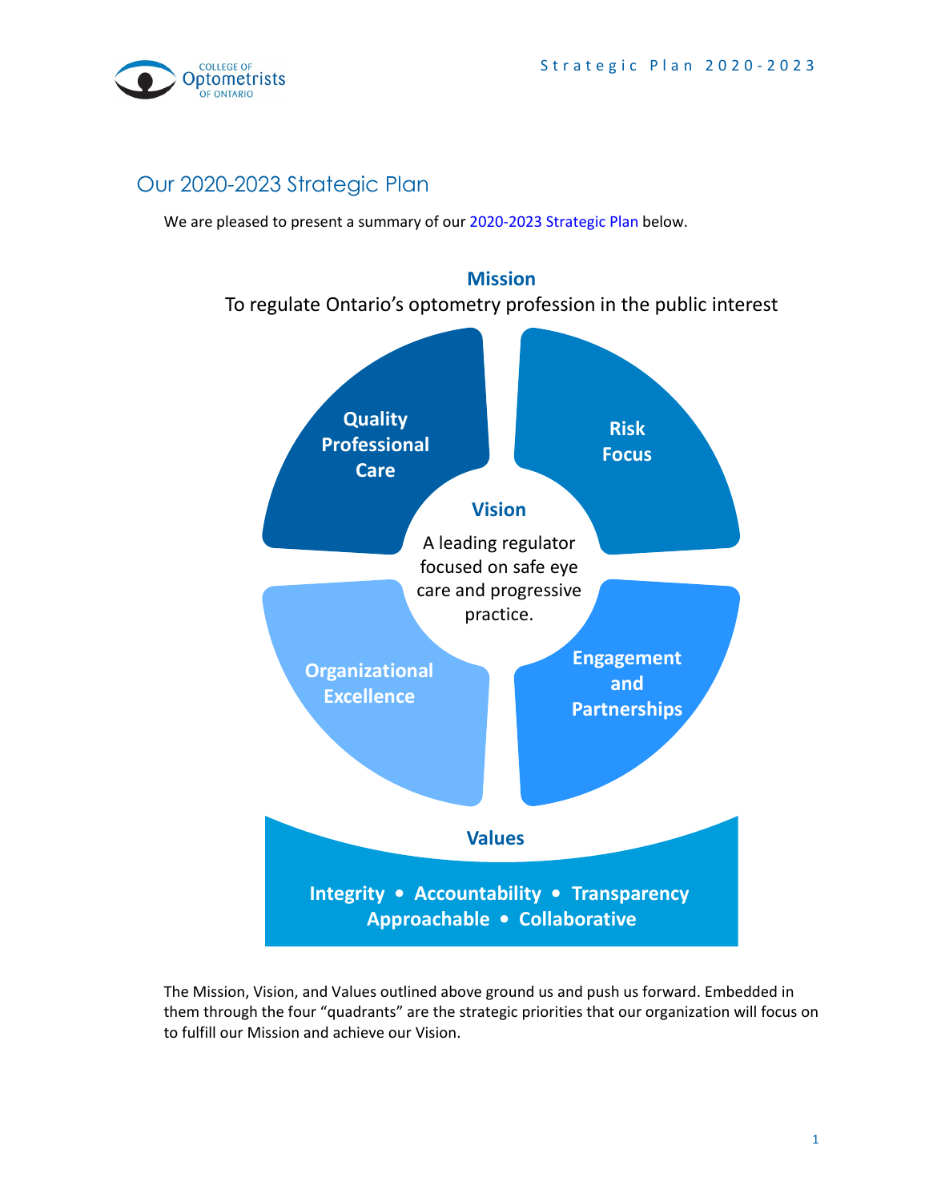## Our 2020-2023 Strategic Plan

We are pleased to present a summary of our 2020-2023 Strategic Plan below.

**Mission**

To regulate Ontario's optometry profession in the public interest

**Quality Professional Care**

**Risk Focus**

**Vision**

A leading regulator focused on safe eye care and progressive practice.

**Organizational Excellence**

**Engagement and Partnerships**

**Values**

**Integrity • Accountability • Transparency**
**Approachable • Collaborative**

The Mission, Vision, and Values outlined above ground us and push us forward. Embedded in them through the four "quadrants" are the strategic priorities that our organization will focus on to fulfill our Mission and achieve our Vision.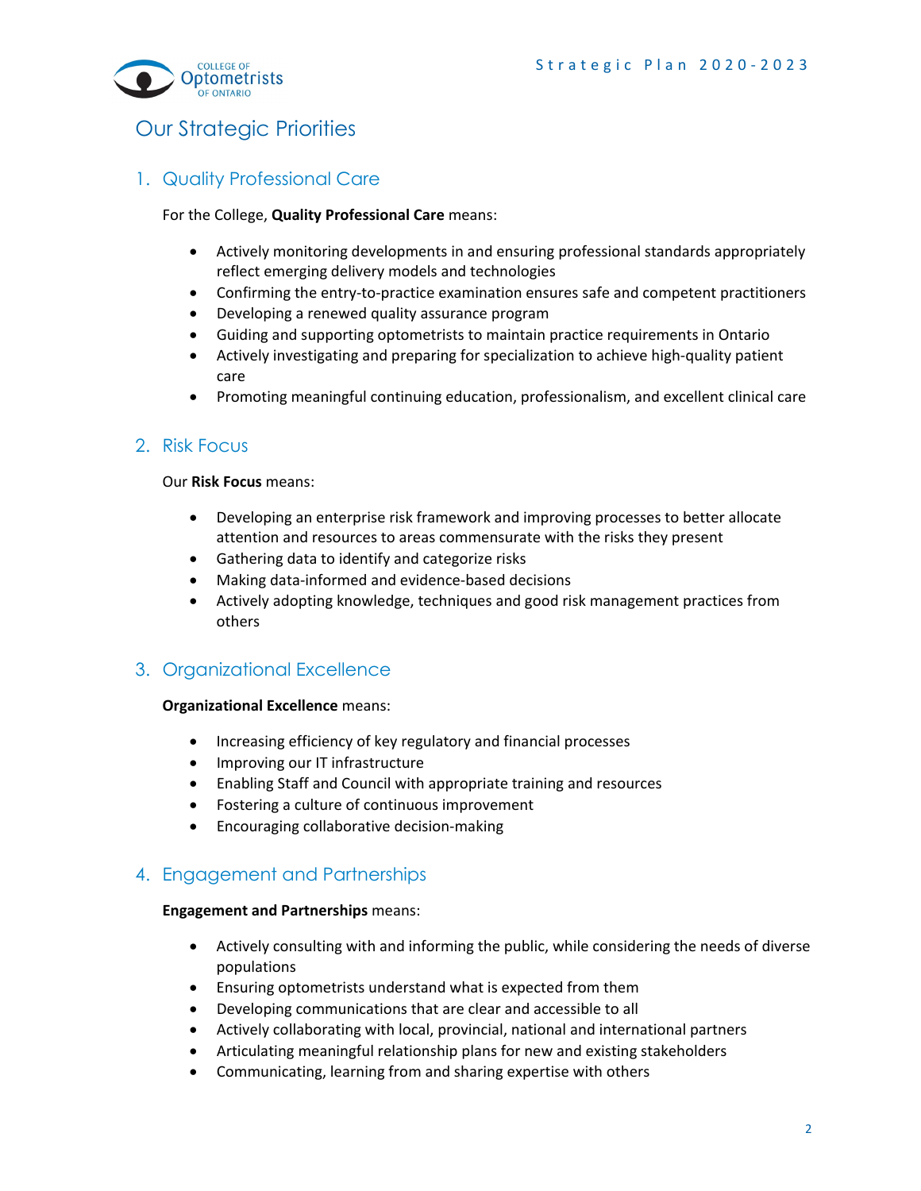# Our Strategic Priorities

## 1. Quality Professional Care

For the College, **Quality Professional Care** means:

- Actively monitoring developments in and ensuring professional standards appropriately reflect emerging delivery models and technologies
- Confirming the entry-to-practice examination ensures safe and competent practitioners
- Developing a renewed quality assurance program
- Guiding and supporting optometrists to maintain practice requirements in Ontario
- Actively investigating and preparing for specialization to achieve high-quality patient care
- Promoting meaningful continuing education, professionalism, and excellent clinical care

## 2. Risk Focus

Our **Risk Focus** means:

- Developing an enterprise risk framework and improving processes to better allocate attention and resources to areas commensurate with the risks they present
- Gathering data to identify and categorize risks
- Making data-informed and evidence-based decisions
- Actively adopting knowledge, techniques and good risk management practices from others

## 3. Organizational Excellence

**Organizational Excellence** means:

- Increasing efficiency of key regulatory and financial processes
- Improving our IT infrastructure
- Enabling Staff and Council with appropriate training and resources
- Fostering a culture of continuous improvement
- Encouraging collaborative decision-making

## 4. Engagement and Partnerships

**Engagement and Partnerships** means:

- Actively consulting with and informing the public, while considering the needs of diverse populations
- Ensuring optometrists understand what is expected from them
- Developing communications that are clear and accessible to all
- Actively collaborating with local, provincial, national and international partners
- Articulating meaningful relationship plans for new and existing stakeholders
- Communicating, learning from and sharing expertise with others